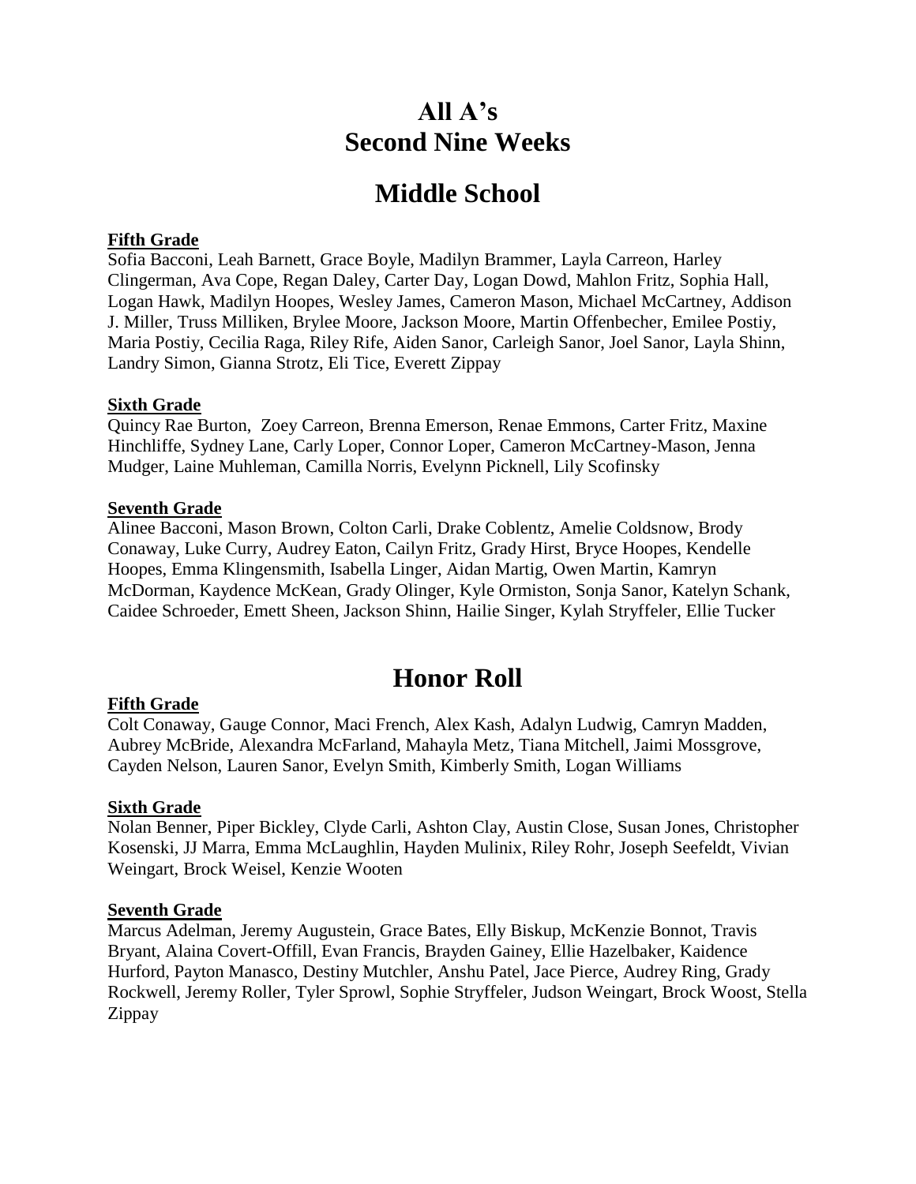# All A's
# Second Nine Weeks

# Middle School

**Fifth Grade**

Sofia Bacconi, Leah Barnett, Grace Boyle, Madilyn Brammer, Layla Carreon, Harley Clingerman, Ava Cope, Regan Daley, Carter Day, Logan Dowd, Mahlon Fritz, Sophia Hall, Logan Hawk, Madilyn Hoopes, Wesley James, Cameron Mason, Michael McCartney, Addison J. Miller, Truss Milliken, Brylee Moore, Jackson Moore, Martin Offenbecher, Emilee Postiy, Maria Postiy, Cecilia Raga, Riley Rife, Aiden Sanor, Carleigh Sanor, Joel Sanor, Layla Shinn, Landry Simon, Gianna Strotz, Eli Tice, Everett Zippay

**Sixth Grade**

Quincy Rae Burton, Zoey Carreon, Brenna Emerson, Renae Emmons, Carter Fritz, Maxine Hinchliffe, Sydney Lane, Carly Loper, Connor Loper, Cameron McCartney-Mason, Jenna Mudger, Laine Muhleman, Camilla Norris, Evelynn Picknell, Lily Scofinsky

**Seventh Grade**

Alinee Bacconi, Mason Brown, Colton Carli, Drake Coblentz, Amelie Coldsnow, Brody Conaway, Luke Curry, Audrey Eaton, Cailyn Fritz, Grady Hirst, Bryce Hoopes, Kendelle Hoopes, Emma Klingensmith, Isabella Linger, Aidan Martig, Owen Martin, Kamryn McDorman, Kaydence McKean, Grady Olinger, Kyle Ormiston, Sonja Sanor, Katelyn Schank, Caidee Schroeder, Emett Sheen, Jackson Shinn, Hailie Singer, Kylah Stryffeler, Ellie Tucker

# Honor Roll

**Fifth Grade**

Colt Conaway, Gauge Connor, Maci French, Alex Kash, Adalyn Ludwig, Camryn Madden, Aubrey McBride, Alexandra McFarland, Mahayla Metz, Tiana Mitchell, Jaimi Mossgrove, Cayden Nelson, Lauren Sanor, Evelyn Smith, Kimberly Smith, Logan Williams

**Sixth Grade**

Nolan Benner, Piper Bickley, Clyde Carli, Ashton Clay, Austin Close, Susan Jones, Christopher Kosenski, JJ Marra, Emma McLaughlin, Hayden Mulinix, Riley Rohr, Joseph Seefeldt, Vivian Weingart, Brock Weisel, Kenzie Wooten

**Seventh Grade**

Marcus Adelman, Jeremy Augustein, Grace Bates, Elly Biskup, McKenzie Bonnot, Travis Bryant, Alaina Covert-Offill, Evan Francis, Brayden Gainey, Ellie Hazelbaker, Kaidence Hurford, Payton Manasco, Destiny Mutchler, Anshu Patel, Jace Pierce, Audrey Ring, Grady Rockwell, Jeremy Roller, Tyler Sprowl, Sophie Stryffeler, Judson Weingart, Brock Woost, Stella Zippay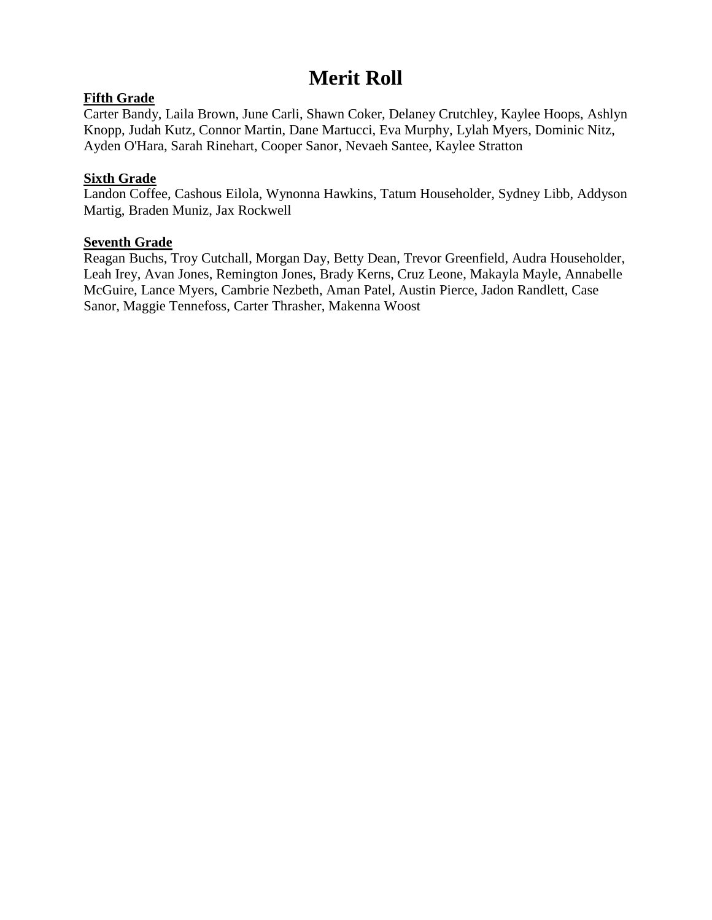# Merit Roll

**Fifth Grade**

Carter Bandy, Laila Brown, June Carli, Shawn Coker, Delaney Crutchley, Kaylee Hoops, Ashlyn Knopp, Judah Kutz, Connor Martin, Dane Martucci, Eva Murphy, Lylah Myers, Dominic Nitz, Ayden O'Hara, Sarah Rinehart, Cooper Sanor, Nevaeh Santee, Kaylee Stratton

**Sixth Grade**

Landon Coffee, Cashous Eilola, Wynonna Hawkins, Tatum Householder, Sydney Libb, Addyson Martig, Braden Muniz, Jax Rockwell

**Seventh Grade**

Reagan Buchs, Troy Cutchall, Morgan Day, Betty Dean, Trevor Greenfield, Audra Householder, Leah Irey, Avan Jones, Remington Jones, Brady Kerns, Cruz Leone, Makayla Mayle, Annabelle McGuire, Lance Myers, Cambrie Nezbeth, Aman Patel, Austin Pierce, Jadon Randlett, Case Sanor, Maggie Tennefoss, Carter Thrasher, Makenna Woost